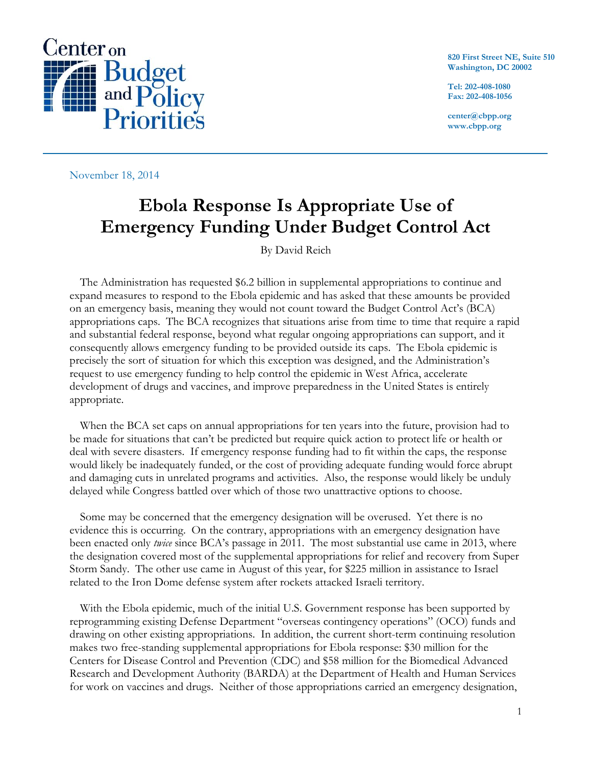Center on Budget and Policy Priorities

820 First Street NE, Suite 510
Washington, DC 20002

Tel: 202-408-1080
Fax: 202-408-1056

center@cbpp.org
www.cbpp.org

November 18, 2014

# Ebola Response Is Appropriate Use of Emergency Funding Under Budget Control Act

By David Reich

The Administration has requested $6.2 billion in supplemental appropriations to continue and expand measures to respond to the Ebola epidemic and has asked that these amounts be provided on an emergency basis, meaning they would not count toward the Budget Control Act's (BCA) appropriations caps. The BCA recognizes that situations arise from time to time that require a rapid and substantial federal response, beyond what regular ongoing appropriations can support, and it consequently allows emergency funding to be provided outside its caps. The Ebola epidemic is precisely the sort of situation for which this exception was designed, and the Administration's request to use emergency funding to help control the epidemic in West Africa, accelerate development of drugs and vaccines, and improve preparedness in the United States is entirely appropriate.

When the BCA set caps on annual appropriations for ten years into the future, provision had to be made for situations that can't be predicted but require quick action to protect life or health or deal with severe disasters. If emergency response funding had to fit within the caps, the response would likely be inadequately funded, or the cost of providing adequate funding would force abrupt and damaging cuts in unrelated programs and activities. Also, the response would likely be unduly delayed while Congress battled over which of those two unattractive options to choose.

Some may be concerned that the emergency designation will be overused. Yet there is no evidence this is occurring. On the contrary, appropriations with an emergency designation have been enacted only *twice* since BCA's passage in 2011. The most substantial use came in 2013, where the designation covered most of the supplemental appropriations for relief and recovery from Super Storm Sandy. The other use came in August of this year, for $225 million in assistance to Israel related to the Iron Dome defense system after rockets attacked Israeli territory.

With the Ebola epidemic, much of the initial U.S. Government response has been supported by reprogramming existing Defense Department "overseas contingency operations" (OCO) funds and drawing on other existing appropriations. In addition, the current short-term continuing resolution makes two free-standing supplemental appropriations for Ebola response: $30 million for the Centers for Disease Control and Prevention (CDC) and $58 million for the Biomedical Advanced Research and Development Authority (BARDA) at the Department of Health and Human Services for work on vaccines and drugs. Neither of those appropriations carried an emergency designation,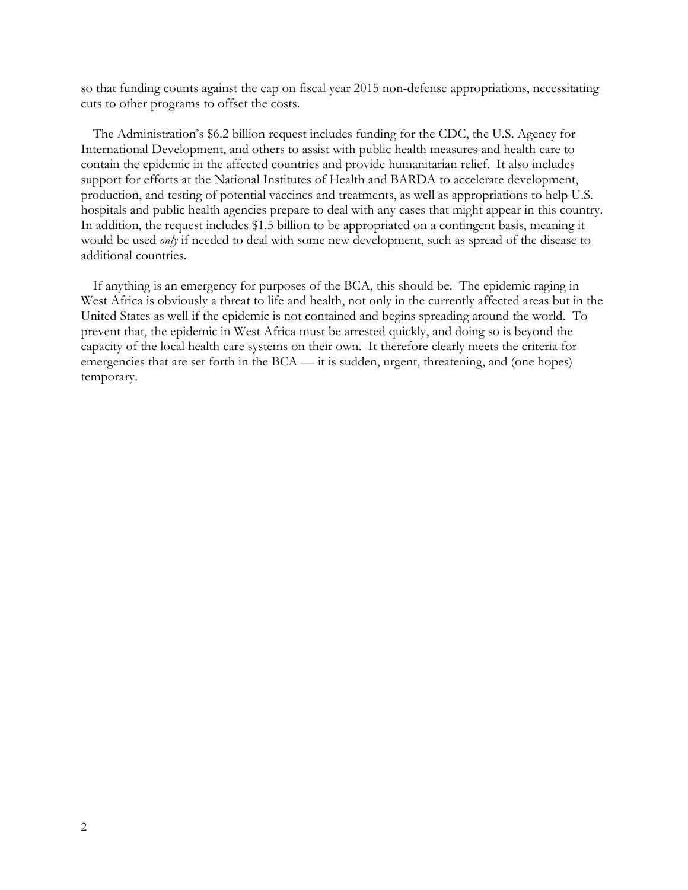so that funding counts against the cap on fiscal year 2015 non-defense appropriations, necessitating cuts to other programs to offset the costs.

The Administration's $6.2 billion request includes funding for the CDC, the U.S. Agency for International Development, and others to assist with public health measures and health care to contain the epidemic in the affected countries and provide humanitarian relief. It also includes support for efforts at the National Institutes of Health and BARDA to accelerate development, production, and testing of potential vaccines and treatments, as well as appropriations to help U.S. hospitals and public health agencies prepare to deal with any cases that might appear in this country. In addition, the request includes $1.5 billion to be appropriated on a contingent basis, meaning it would be used *only* if needed to deal with some new development, such as spread of the disease to additional countries.

If anything is an emergency for purposes of the BCA, this should be. The epidemic raging in West Africa is obviously a threat to life and health, not only in the currently affected areas but in the United States as well if the epidemic is not contained and begins spreading around the world. To prevent that, the epidemic in West Africa must be arrested quickly, and doing so is beyond the capacity of the local health care systems on their own. It therefore clearly meets the criteria for emergencies that are set forth in the BCA — it is sudden, urgent, threatening, and (one hopes) temporary.